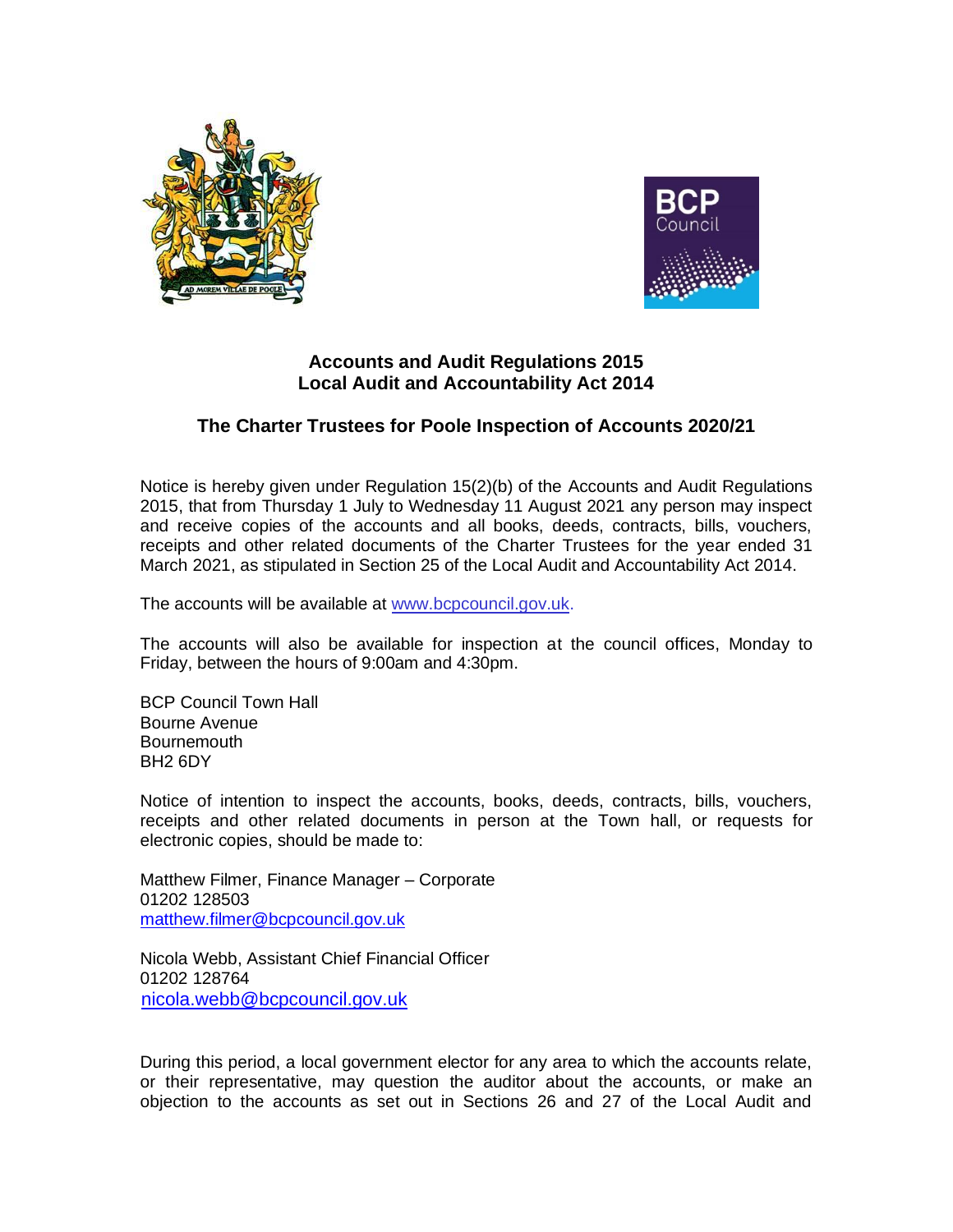**Accounts and Audit Regulations 2015**
**Local Audit and Accountability Act 2014**

**The Charter Trustees for Poole Inspection of Accounts 2020/21**

Notice is hereby given under Regulation 15(2)(b) of the Accounts and Audit Regulations 2015, that from Thursday 1 July to Wednesday 11 August 2021 any person may inspect and receive copies of the accounts and all books, deeds, contracts, bills, vouchers, receipts and other related documents of the Charter Trustees for the year ended 31 March 2021, as stipulated in Section 25 of the Local Audit and Accountability Act 2014.

The accounts will be available at www.bcpcouncil.gov.uk.

The accounts will also be available for inspection at the council offices, Monday to Friday, between the hours of 9:00am and 4:30pm.

BCP Council Town Hall
Bourne Avenue
Bournemouth
BH2 6DY

Notice of intention to inspect the accounts, books, deeds, contracts, bills, vouchers, receipts and other related documents in person at the Town hall, or requests for electronic copies, should be made to:

Matthew Filmer, Finance Manager – Corporate
01202 128503
matthew.filmer@bcpcouncil.gov.uk

Nicola Webb, Assistant Chief Financial Officer
01202 128764
nicola.webb@bcpcouncil.gov.uk

During this period, a local government elector for any area to which the accounts relate, or their representative, may question the auditor about the accounts, or make an objection to the accounts as set out in Sections 26 and 27 of the Local Audit and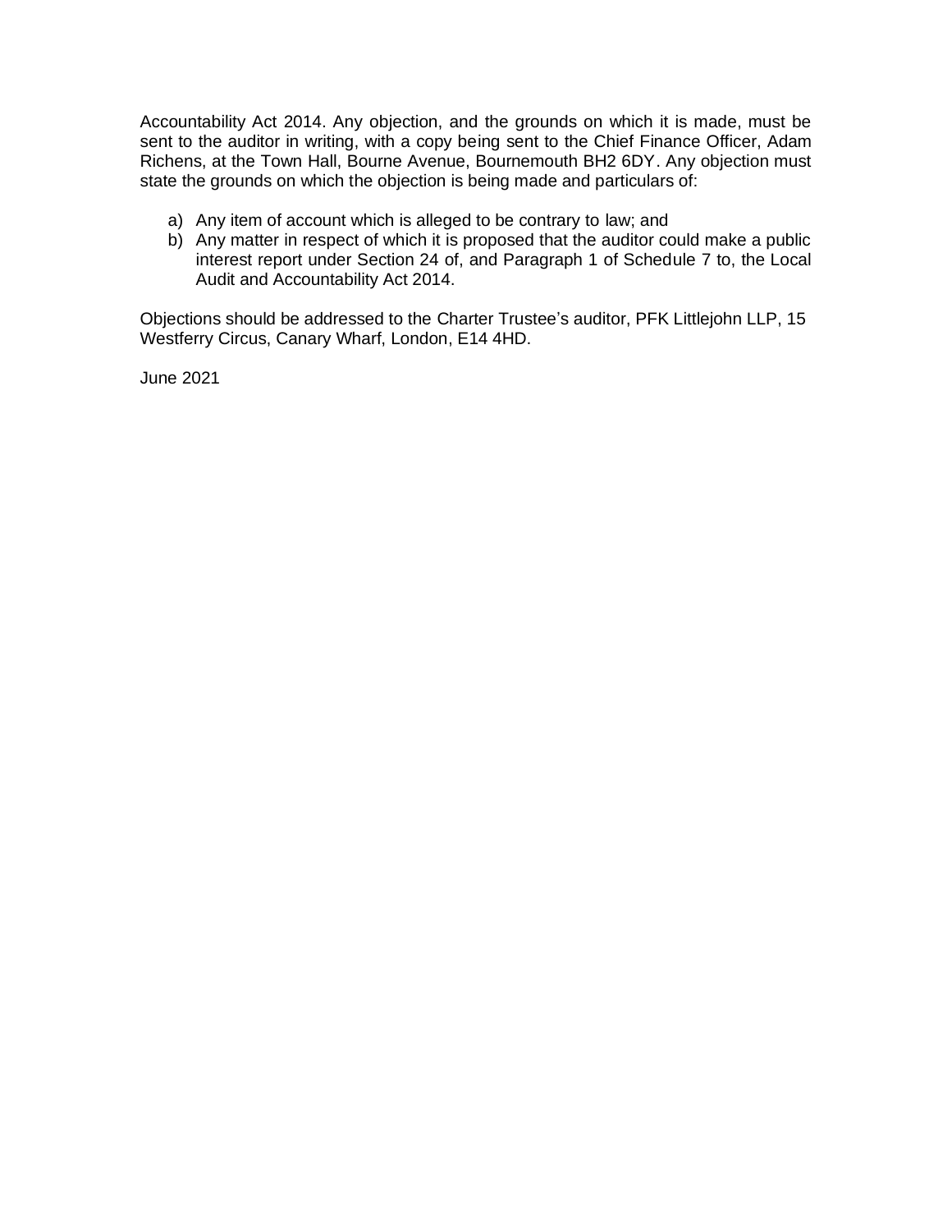Accountability Act 2014. Any objection, and the grounds on which it is made, must be sent to the auditor in writing, with a copy being sent to the Chief Finance Officer, Adam Richens, at the Town Hall, Bourne Avenue, Bournemouth BH2 6DY. Any objection must state the grounds on which the objection is being made and particulars of:

a) Any item of account which is alleged to be contrary to law; and
b) Any matter in respect of which it is proposed that the auditor could make a public interest report under Section 24 of, and Paragraph 1 of Schedule 7 to, the Local Audit and Accountability Act 2014.

Objections should be addressed to the Charter Trustee's auditor, PFK Littlejohn LLP, 15 Westferry Circus, Canary Wharf, London, E14 4HD.

June 2021